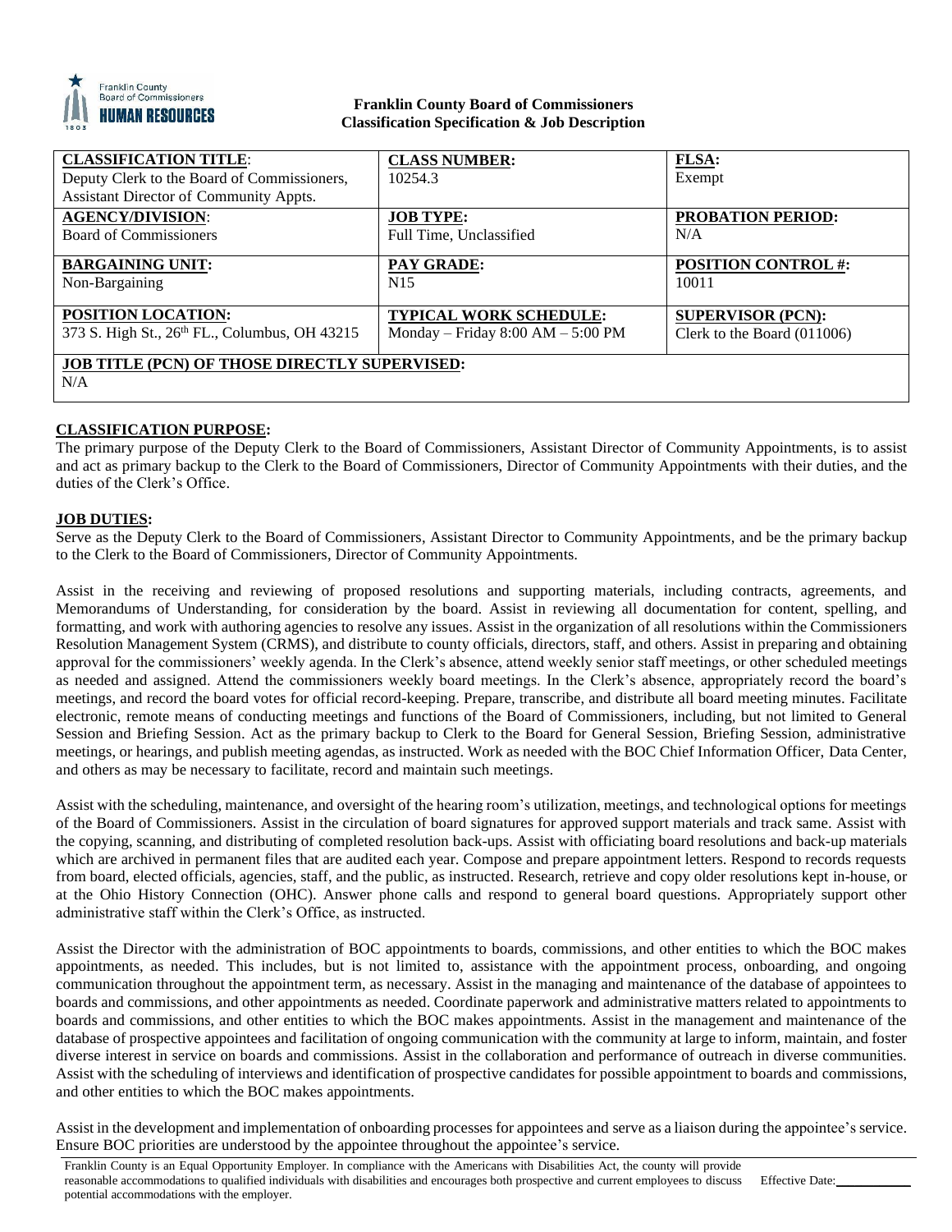**Franklin County Board of Commissioners**
**Classification Specification & Job Description**

| **CLASSIFICATION TITLE**: Deputy Clerk to the Board of Commissioners, Assistant Director of Community Appts. | **CLASS NUMBER:** 10254.3 | **FLSA:** Exempt |
| --- | --- | --- |
| **AGENCY/DIVISION**: Board of Commissioners | **JOB TYPE:** Full Time, Unclassified | **PROBATION PERIOD:** N/A |
| **BARGAINING UNIT:** Non-Bargaining | **PAY GRADE:** N15 | **POSITION CONTROL #:** 10011 |
| **POSITION LOCATION:** 373 S. High St., 26th FL., Columbus, OH 43215 | **TYPICAL WORK SCHEDULE:** Monday – Friday 8:00 AM – 5:00 PM | **SUPERVISOR (PCN):** Clerk to the Board (011006) |
| **JOB TITLE (PCN) OF THOSE DIRECTLY SUPERVISED:** N/A | | |

## CLASSIFICATION PURPOSE:

The primary purpose of the Deputy Clerk to the Board of Commissioners, Assistant Director of Community Appointments, is to assist and act as primary backup to the Clerk to the Board of Commissioners, Director of Community Appointments with their duties, and the duties of the Clerk's Office.

## JOB DUTIES:

Serve as the Deputy Clerk to the Board of Commissioners, Assistant Director to Community Appointments, and be the primary backup to the Clerk to the Board of Commissioners, Director of Community Appointments.

Assist in the receiving and reviewing of proposed resolutions and supporting materials, including contracts, agreements, and Memorandums of Understanding, for consideration by the board. Assist in reviewing all documentation for content, spelling, and formatting, and work with authoring agencies to resolve any issues. Assist in the organization of all resolutions within the Commissioners Resolution Management System (CRMS), and distribute to county officials, directors, staff, and others. Assist in preparing and obtaining approval for the commissioners' weekly agenda. In the Clerk's absence, attend weekly senior staff meetings, or other scheduled meetings as needed and assigned. Attend the commissioners weekly board meetings. In the Clerk's absence, appropriately record the board's meetings, and record the board votes for official record-keeping. Prepare, transcribe, and distribute all board meeting minutes. Facilitate electronic, remote means of conducting meetings and functions of the Board of Commissioners, including, but not limited to General Session and Briefing Session. Act as the primary backup to Clerk to the Board for General Session, Briefing Session, administrative meetings, or hearings, and publish meeting agendas, as instructed. Work as needed with the BOC Chief Information Officer, Data Center, and others as may be necessary to facilitate, record and maintain such meetings.

Assist with the scheduling, maintenance, and oversight of the hearing room's utilization, meetings, and technological options for meetings of the Board of Commissioners. Assist in the circulation of board signatures for approved support materials and track same. Assist with the copying, scanning, and distributing of completed resolution back-ups. Assist with officiating board resolutions and back-up materials which are archived in permanent files that are audited each year. Compose and prepare appointment letters. Respond to records requests from board, elected officials, agencies, staff, and the public, as instructed. Research, retrieve and copy older resolutions kept in-house, or at the Ohio History Connection (OHC). Answer phone calls and respond to general board questions. Appropriately support other administrative staff within the Clerk's Office, as instructed.

Assist the Director with the administration of BOC appointments to boards, commissions, and other entities to which the BOC makes appointments, as needed. This includes, but is not limited to, assistance with the appointment process, onboarding, and ongoing communication throughout the appointment term, as necessary. Assist in the managing and maintenance of the database of appointees to boards and commissions, and other appointments as needed. Coordinate paperwork and administrative matters related to appointments to boards and commissions, and other entities to which the BOC makes appointments. Assist in the management and maintenance of the database of prospective appointees and facilitation of ongoing communication with the community at large to inform, maintain, and foster diverse interest in service on boards and commissions. Assist in the collaboration and performance of outreach in diverse communities. Assist with the scheduling of interviews and identification of prospective candidates for possible appointment to boards and commissions, and other entities to which the BOC makes appointments.

Assist in the development and implementation of onboarding processes for appointees and serve as a liaison during the appointee's service. Ensure BOC priorities are understood by the appointee throughout the appointee's service.

Franklin County is an Equal Opportunity Employer. In compliance with the Americans with Disabilities Act, the county will provide reasonable accommodations to qualified individuals with disabilities and encourages both prospective and current employees to discuss potential accommodations with the employer. Effective Date:___________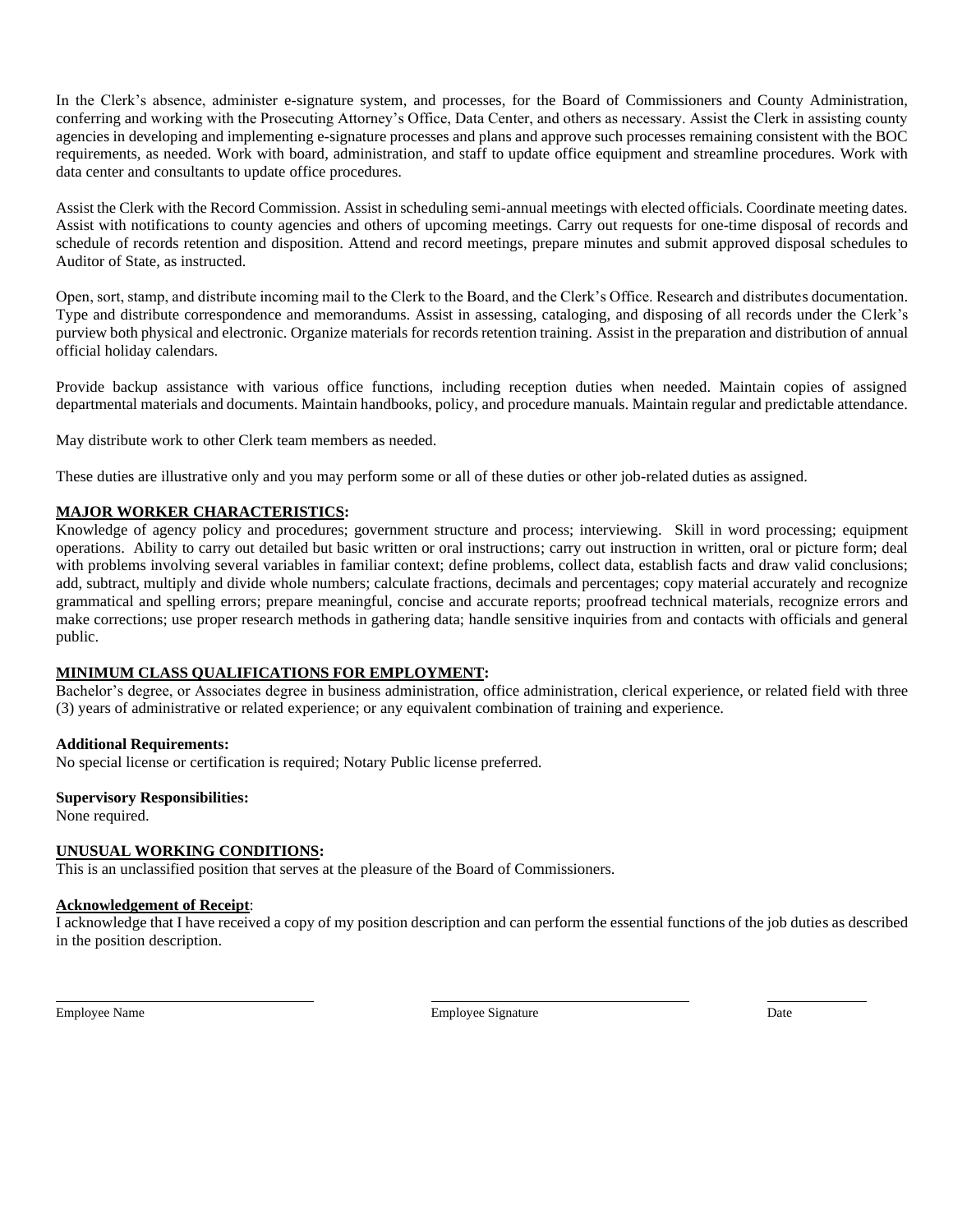In the Clerk's absence, administer e-signature system, and processes, for the Board of Commissioners and County Administration, conferring and working with the Prosecuting Attorney's Office, Data Center, and others as necessary. Assist the Clerk in assisting county agencies in developing and implementing e-signature processes and plans and approve such processes remaining consistent with the BOC requirements, as needed. Work with board, administration, and staff to update office equipment and streamline procedures. Work with data center and consultants to update office procedures.

Assist the Clerk with the Record Commission. Assist in scheduling semi-annual meetings with elected officials. Coordinate meeting dates. Assist with notifications to county agencies and others of upcoming meetings. Carry out requests for one-time disposal of records and schedule of records retention and disposition. Attend and record meetings, prepare minutes and submit approved disposal schedules to Auditor of State, as instructed.

Open, sort, stamp, and distribute incoming mail to the Clerk to the Board, and the Clerk's Office. Research and distributes documentation. Type and distribute correspondence and memorandums. Assist in assessing, cataloging, and disposing of all records under the Clerk's purview both physical and electronic. Organize materials for records retention training. Assist in the preparation and distribution of annual official holiday calendars.

Provide backup assistance with various office functions, including reception duties when needed. Maintain copies of assigned departmental materials and documents. Maintain handbooks, policy, and procedure manuals. Maintain regular and predictable attendance.

May distribute work to other Clerk team members as needed.

These duties are illustrative only and you may perform some or all of these duties or other job-related duties as assigned.

**MAJOR WORKER CHARACTERISTICS:**

Knowledge of agency policy and procedures; government structure and process; interviewing. Skill in word processing; equipment operations. Ability to carry out detailed but basic written or oral instructions; carry out instruction in written, oral or picture form; deal with problems involving several variables in familiar context; define problems, collect data, establish facts and draw valid conclusions; add, subtract, multiply and divide whole numbers; calculate fractions, decimals and percentages; copy material accurately and recognize grammatical and spelling errors; prepare meaningful, concise and accurate reports; proofread technical materials, recognize errors and make corrections; use proper research methods in gathering data; handle sensitive inquiries from and contacts with officials and general public.

**MINIMUM CLASS QUALIFICATIONS FOR EMPLOYMENT:**

Bachelor's degree, or Associates degree in business administration, office administration, clerical experience, or related field with three (3) years of administrative or related experience; or any equivalent combination of training and experience.

**Additional Requirements:**

No special license or certification is required; Notary Public license preferred.

**Supervisory Responsibilities:**

None required.

**UNUSUAL WORKING CONDITIONS:**

This is an unclassified position that serves at the pleasure of the Board of Commissioners.

**Acknowledgement of Receipt**:

I acknowledge that I have received a copy of my position description and can perform the essential functions of the job duties as described in the position description.

Employee Name ____________________ Employee Signature ____________________ Date __________